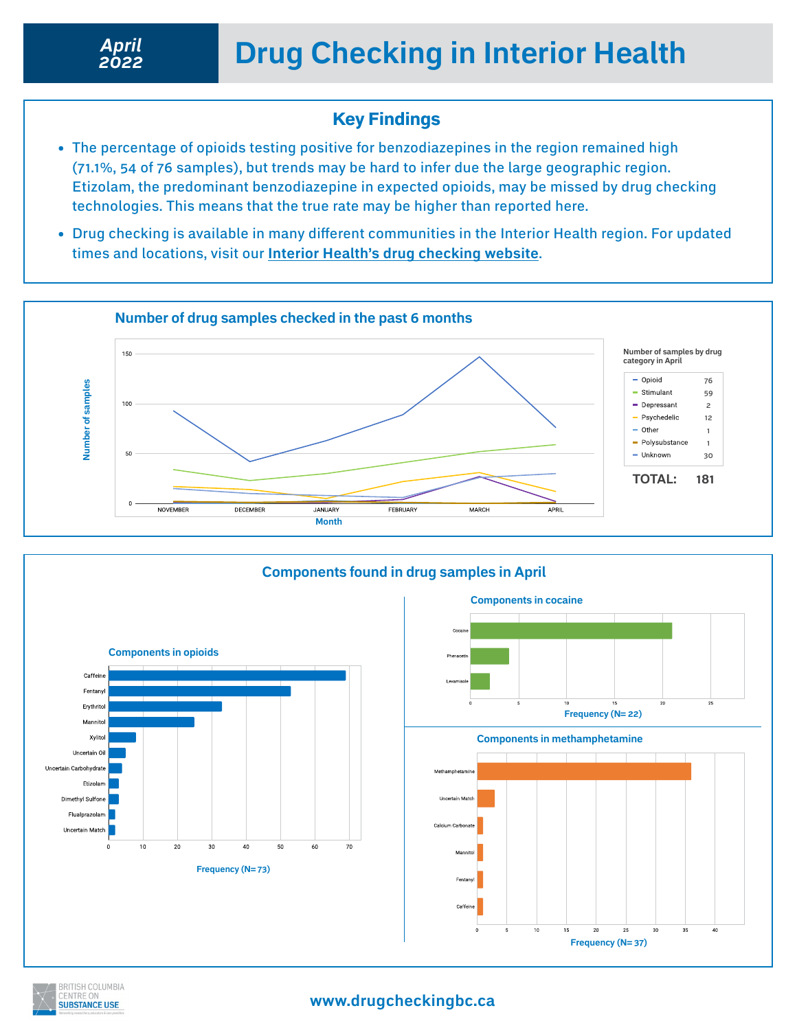# April 2022 Drug Checking in Interior Health

## Key Findings

- The percentage of opioids testing positive for benzodiazepines in the region remained high (71.1%, 54 of 76 samples), but trends may be hard to infer due the large geographic region. Etizolam, the predominant benzodiazepine in expected opioids, may be missed by drug checking technologies. This means that the true rate may be higher than reported here.
- Drug checking is available in many different communities in the Interior Health region. For updated times and locations, visit our **Interior Health's drug checking website**.

## Number of drug samples checked in the past 6 months

Number of samples by drug category in April

| Category | Samples |
|---|---|
| Opioid | 76 |
| Stimulant | 59 |
| Depressant | 2 |
| Psychedelic | 12 |
| Other | 1 |
| Polysubstance | 1 |
| Unknown | 30 |
| **TOTAL:** | **181** |

## Components found in drug samples in April

### Components in opioids

Caffeine, Fentanyl, Erythritol, Mannitol, Xylitol, Uncertain Oil, Uncertain Carbohydrate, Etizolam, Dimethyl Sulfone, Flualprazolam, Uncertain Match

Frequency (N= 73)

### Components in cocaine

Cocaine, Phenacetin, Levamisole

Frequency (N= 22)

### Components in methamphetamine

Methamphetamine, Uncertain Match, Calcium Carbonate, Mannitol, Fentanyl, Caffeine

Frequency (N= 37)

www.drugcheckingbc.ca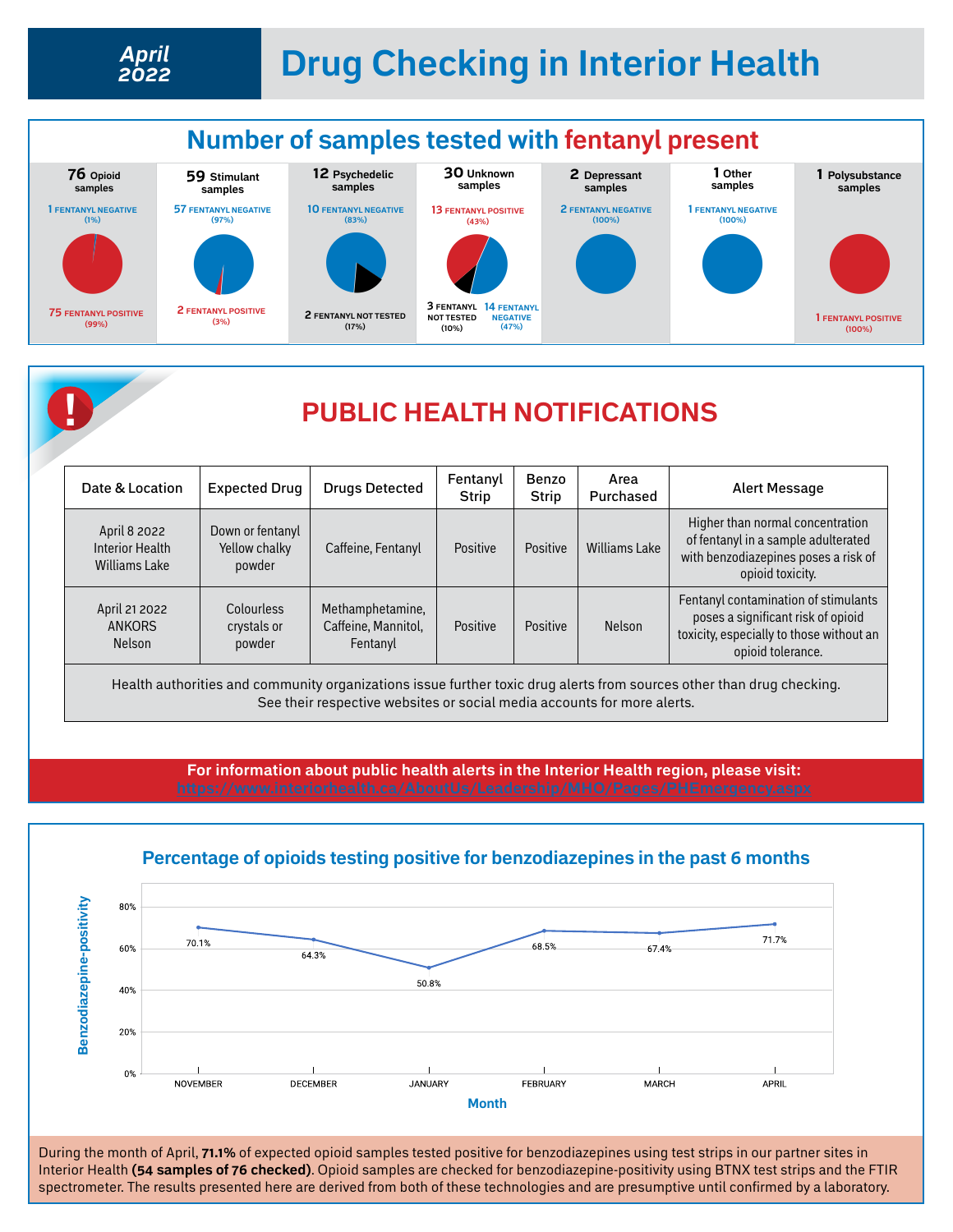# April 2022 — Drug Checking in Interior Health

## Number of samples tested with fentanyl present

**76 Opioid samples**
- 1 FENTANYL NEGATIVE (1%)
- 75 FENTANYL POSITIVE (99%)

**59 Stimulant samples**
- 57 FENTANYL NEGATIVE (97%)
- 2 FENTANYL POSITIVE (3%)

**12 Psychedelic samples**
- 10 FENTANYL NEGATIVE (83%)
- 2 FENTANYL NOT TESTED (17%)

**30 Unknown samples**
- 13 FENTANYL POSITIVE (43%)
- 3 FENTANYL NOT TESTED (10%)
- 14 FENTANYL NEGATIVE (47%)

**2 Depressant samples**
- 2 FENTANYL NEGATIVE (100%)

**1 Other samples**
- 1 FENTANYL NEGATIVE (100%)

**1 Polysubstance samples**
- 1 FENTANYL POSITIVE (100%)

## PUBLIC HEALTH NOTIFICATIONS

| Date & Location | Expected Drug | Drugs Detected | Fentanyl Strip | Benzo Strip | Area Purchased | Alert Message |
|---|---|---|---|---|---|---|
| April 8 2022 Interior Health Williams Lake | Down or fentanyl Yellow chalky powder | Caffeine, Fentanyl | Positive | Positive | Williams Lake | Higher than normal concentration of fentanyl in a sample adulterated with benzodiazepines poses a risk of opioid toxicity. |
| April 21 2022 ANKORS Nelson | Colourless crystals or powder | Methamphetamine, Caffeine, Mannitol, Fentanyl | Positive | Positive | Nelson | Fentanyl contamination of stimulants poses a significant risk of opioid toxicity, especially to those without an opioid tolerance. |

Health authorities and community organizations issue further toxic drug alerts from sources other than drug checking. See their respective websites or social media accounts for more alerts.

**For information about public health alerts in the Interior Health region, please visit:**
https://www.interiorhealth.ca/AboutUs/Leadership/MHO/Pages/PHEmergency.aspx

## Percentage of opioids testing positive for benzodiazepines in the past 6 months

| Month | Benzodiazepine-positivity |
|---|---|
| NOVEMBER | 70.1% |
| DECEMBER | 64.3% |
| JANUARY | 50.8% |
| FEBRUARY | 68.5% |
| MARCH | 67.4% |
| APRIL | 71.7% |

During the month of April, **71.1%** of expected opioid samples tested positive for benzodiazepines using test strips in our partner sites in Interior Health **(54 samples of 76 checked)**. Opioid samples are checked for benzodiazepine-positivity using BTNX test strips and the FTIR spectrometer. The results presented here are derived from both of these technologies and are presumptive until confirmed by a laboratory.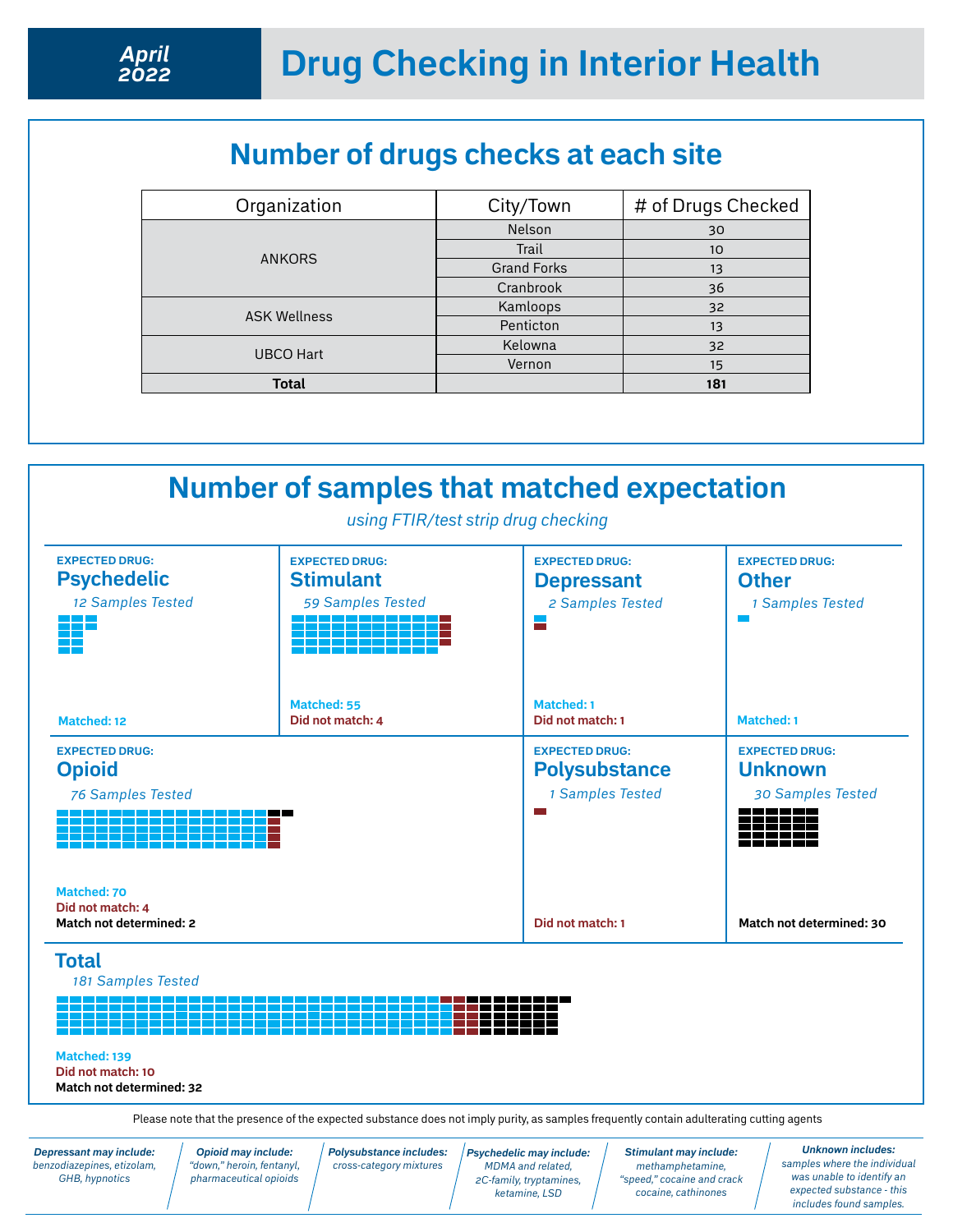**April 2022**

# Drug Checking in Interior Health

## Number of drugs checks at each site

| Organization | City/Town | # of Drugs Checked |
|---|---|---|
| ANKORS | Nelson | 30 |
| | Trail | 10 |
| | Grand Forks | 13 |
| | Cranbrook | 36 |
| ASK Wellness | Kamloops | 32 |
| | Penticton | 13 |
| UBCO Hart | Kelowna | 32 |
| | Vernon | 15 |
| **Total** | | **181** |

## Number of samples that matched expectation

*using FTIR/test strip drug checking*

**EXPECTED DRUG:**
### Psychedelic
*12 Samples Tested*

**Matched: 12**

**EXPECTED DRUG:**
### Stimulant
*59 Samples Tested*

**Matched: 55**
**Did not match: 4**

**EXPECTED DRUG:**
### Depressant
*2 Samples Tested*

**Matched: 1**
**Did not match: 1**

**EXPECTED DRUG:**
### Other
*1 Samples Tested*

**Matched: 1**

**EXPECTED DRUG:**
### Opioid
*76 Samples Tested*

**Matched: 70**
**Did not match: 4**
**Match not determined: 2**

**EXPECTED DRUG:**
### Polysubstance
*1 Samples Tested*

**Did not match: 1**

**EXPECTED DRUG:**
### Unknown
*30 Samples Tested*

**Match not determined: 30**

### Total
*181 Samples Tested*

**Matched: 139**
**Did not match: 10**
**Match not determined: 32**

Please note that the presence of the expected substance does not imply purity, as samples frequently contain adulterating cutting agents

***Depressant may include:*** *benzodiazepines, etizolam, GHB, hypnotics*

***Opioid may include:*** *"down," heroin, fentanyl, pharmaceutical opioids*

***Polysubstance includes:*** *cross-category mixtures*

***Psychedelic may include:*** *MDMA and related, 2C-family, tryptamines, ketamine, LSD*

***Stimulant may include:*** *methamphetamine, "speed," cocaine and crack cocaine, cathinones*

***Unknown includes:*** *samples where the individual was unable to identify an expected substance - this includes found samples.*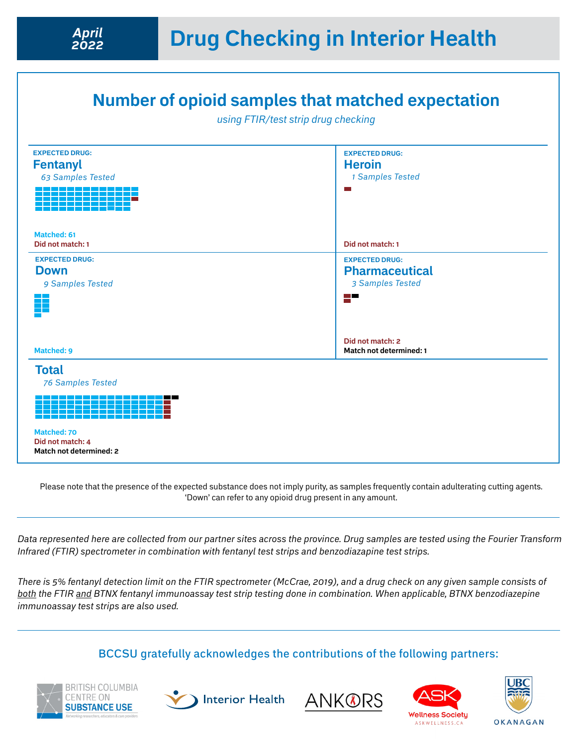# April 2022 Drug Checking in Interior Health

## Number of opioid samples that matched expectation

*using FTIR/test strip drug checking*

EXPECTED DRUG:
### Fentanyl
*63 Samples Tested*

Matched: 61
Did not match: 1

EXPECTED DRUG:
### Heroin
*1 Samples Tested*

Did not match: 1

EXPECTED DRUG:
### Down
*9 Samples Tested*

Matched: 9

EXPECTED DRUG:
### Pharmaceutical
*3 Samples Tested*

Did not match: 2
Match not determined: 1

### Total
*76 Samples Tested*

Matched: 70
Did not match: 4
Match not determined: 2

Please note that the presence of the expected substance does not imply purity, as samples frequently contain adulterating cutting agents. 'Down' can refer to any opioid drug present in any amount.

---

*Data represented here are collected from our partner sites across the province. Drug samples are tested using the Fourier Transform Infrared (FTIR) spectrometer in combination with fentanyl test strips and benzodiazapine test strips.*

*There is 5% fentanyl detection limit on the FTIR spectrometer (McCrae, 2019), and a drug check on any given sample consists of both the FTIR and BTNX fentanyl immunoassay test strip testing done in combination. When applicable, BTNX benzodiazepine immunoassay test strips are also used.*

---

BCCSU gratefully acknowledges the contributions of the following partners:

British Columbia Centre on Substance Use — Interior Health — ANKORS — ASK Wellness Society — UBC Okanagan